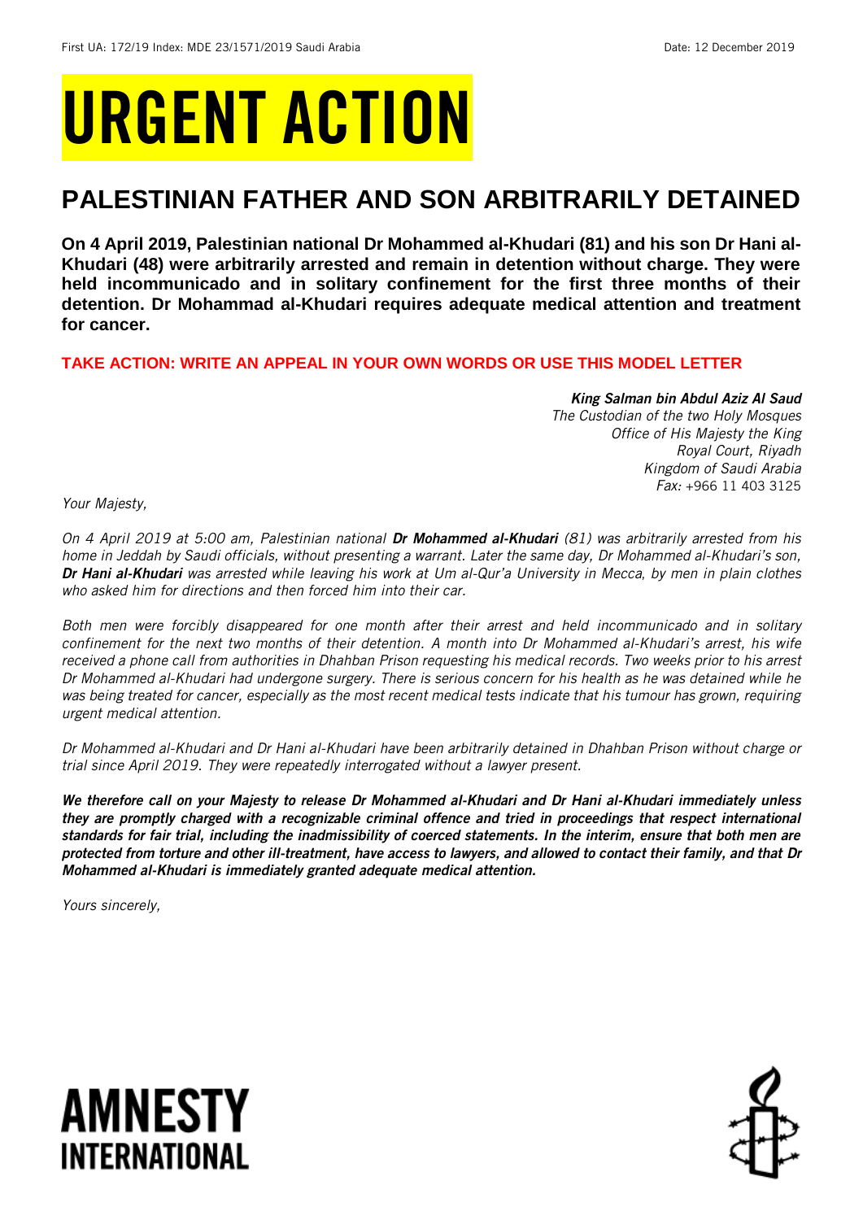First UA: 172/19 Index: MDE 23/1571/2019 Saudi Arabia Date: 12 December 2019

# URGENT ACTION

## PALESTINIAN FATHER AND SON ARBITRARILY DETAINED

**On 4 April 2019, Palestinian national Dr Mohammed al-Khudari (81) and his son Dr Hani al-Khudari (48) were arbitrarily arrested and remain in detention without charge. They were held incommunicado and in solitary confinement for the first three months of their detention. Dr Mohammad al-Khudari requires adequate medical attention and treatment for cancer.**

**TAKE ACTION: WRITE AN APPEAL IN YOUR OWN WORDS OR USE THIS MODEL LETTER**

***King Salman bin Abdul Aziz Al Saud***
*The Custodian of the two Holy Mosques*
*Office of His Majesty the King*
*Royal Court, Riyadh*
*Kingdom of Saudi Arabia*
*Fax:* +966 11 403 3125

*Your Majesty,*

*On 4 April 2019 at 5:00 am, Palestinian national **Dr Mohammed al-Khudari** (81) was arbitrarily arrested from his home in Jeddah by Saudi officials, without presenting a warrant. Later the same day, Dr Mohammed al-Khudari's son, **Dr Hani al-Khudari** was arrested while leaving his work at Um al-Qur'a University in Mecca, by men in plain clothes who asked him for directions and then forced him into their car.*

*Both men were forcibly disappeared for one month after their arrest and held incommunicado and in solitary confinement for the next two months of their detention. A month into Dr Mohammed al-Khudari's arrest, his wife received a phone call from authorities in Dhahban Prison requesting his medical records. Two weeks prior to his arrest Dr Mohammed al-Khudari had undergone surgery. There is serious concern for his health as he was detained while he was being treated for cancer, especially as the most recent medical tests indicate that his tumour has grown, requiring urgent medical attention.*

*Dr Mohammed al-Khudari and Dr Hani al-Khudari have been arbitrarily detained in Dhahban Prison without charge or trial since April 2019. They were repeatedly interrogated without a lawyer present.*

***We therefore call on your Majesty to release Dr Mohammed al-Khudari and Dr Hani al-Khudari immediately unless they are promptly charged with a recognizable criminal offence and tried in proceedings that respect international standards for fair trial, including the inadmissibility of coerced statements. In the interim, ensure that both men are protected from torture and other ill-treatment, have access to lawyers, and allowed to contact their family, and that Dr Mohammed al-Khudari is immediately granted adequate medical attention.***

*Yours sincerely,*

**AMNESTY INTERNATIONAL**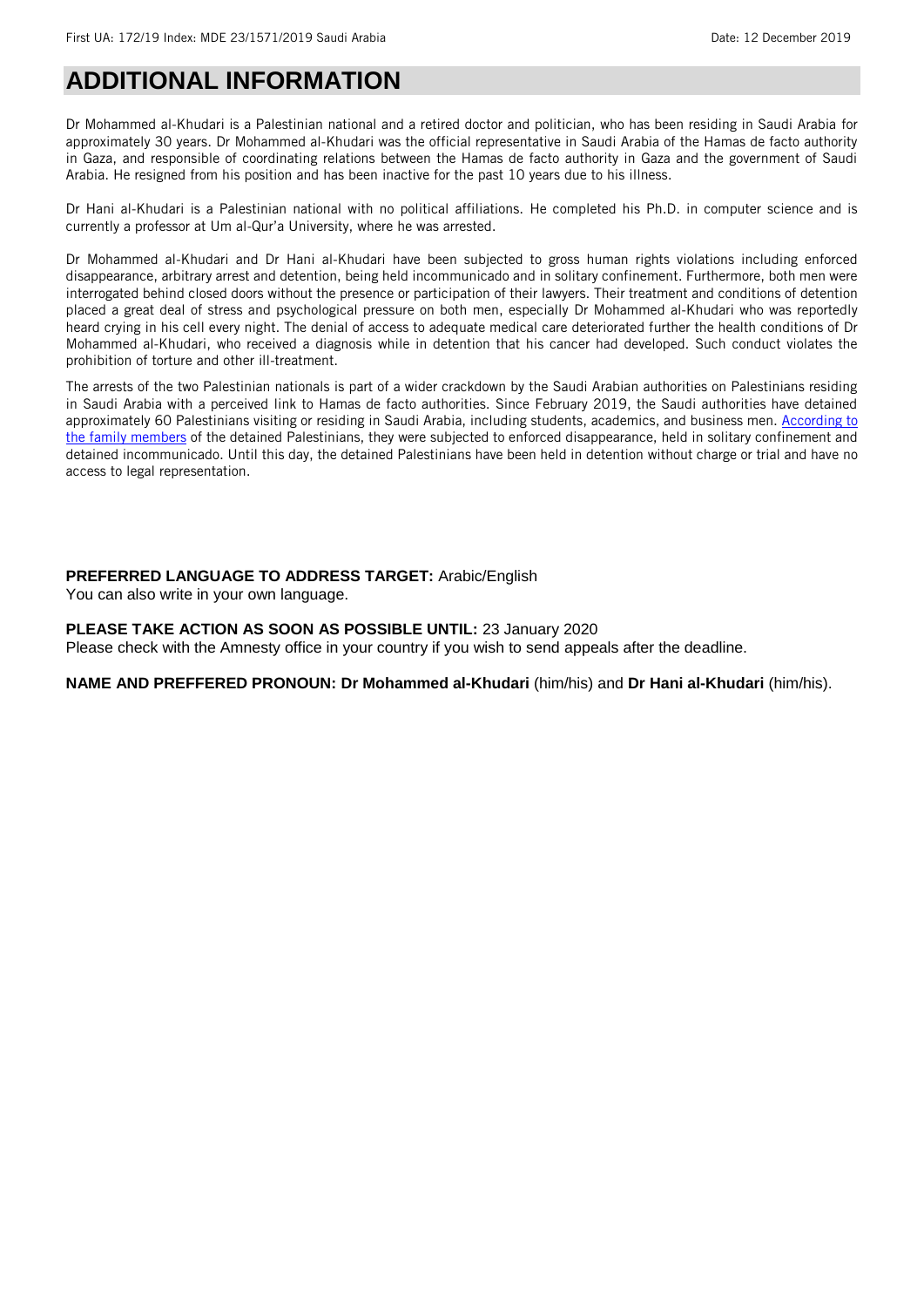# ADDITIONAL INFORMATION

Dr Mohammed al-Khudari is a Palestinian national and a retired doctor and politician, who has been residing in Saudi Arabia for approximately 30 years. Dr Mohammed al-Khudari was the official representative in Saudi Arabia of the Hamas de facto authority in Gaza, and responsible of coordinating relations between the Hamas de facto authority in Gaza and the government of Saudi Arabia. He resigned from his position and has been inactive for the past 10 years due to his illness.

Dr Hani al-Khudari is a Palestinian national with no political affiliations. He completed his Ph.D. in computer science and is currently a professor at Um al-Qur'a University, where he was arrested.

Dr Mohammed al-Khudari and Dr Hani al-Khudari have been subjected to gross human rights violations including enforced disappearance, arbitrary arrest and detention, being held incommunicado and in solitary confinement. Furthermore, both men were interrogated behind closed doors without the presence or participation of their lawyers. Their treatment and conditions of detention placed a great deal of stress and psychological pressure on both men, especially Dr Mohammed al-Khudari who was reportedly heard crying in his cell every night. The denial of access to adequate medical care deteriorated further the health conditions of Dr Mohammed al-Khudari, who received a diagnosis while in detention that his cancer had developed. Such conduct violates the prohibition of torture and other ill-treatment.

The arrests of the two Palestinian nationals is part of a wider crackdown by the Saudi Arabian authorities on Palestinians residing in Saudi Arabia with a perceived link to Hamas de facto authorities. Since February 2019, the Saudi authorities have detained approximately 60 Palestinians visiting or residing in Saudi Arabia, including students, academics, and business men. According to the family members of the detained Palestinians, they were subjected to enforced disappearance, held in solitary confinement and detained incommunicado. Until this day, the detained Palestinians have been held in detention without charge or trial and have no access to legal representation.

**PREFERRED LANGUAGE TO ADDRESS TARGET:** Arabic/English
You can also write in your own language.

**PLEASE TAKE ACTION AS SOON AS POSSIBLE UNTIL:** 23 January 2020
Please check with the Amnesty office in your country if you wish to send appeals after the deadline.

**NAME AND PREFFERED PRONOUN: Dr Mohammed al-Khudari** (him/his) and **Dr Hani al-Khudari** (him/his).